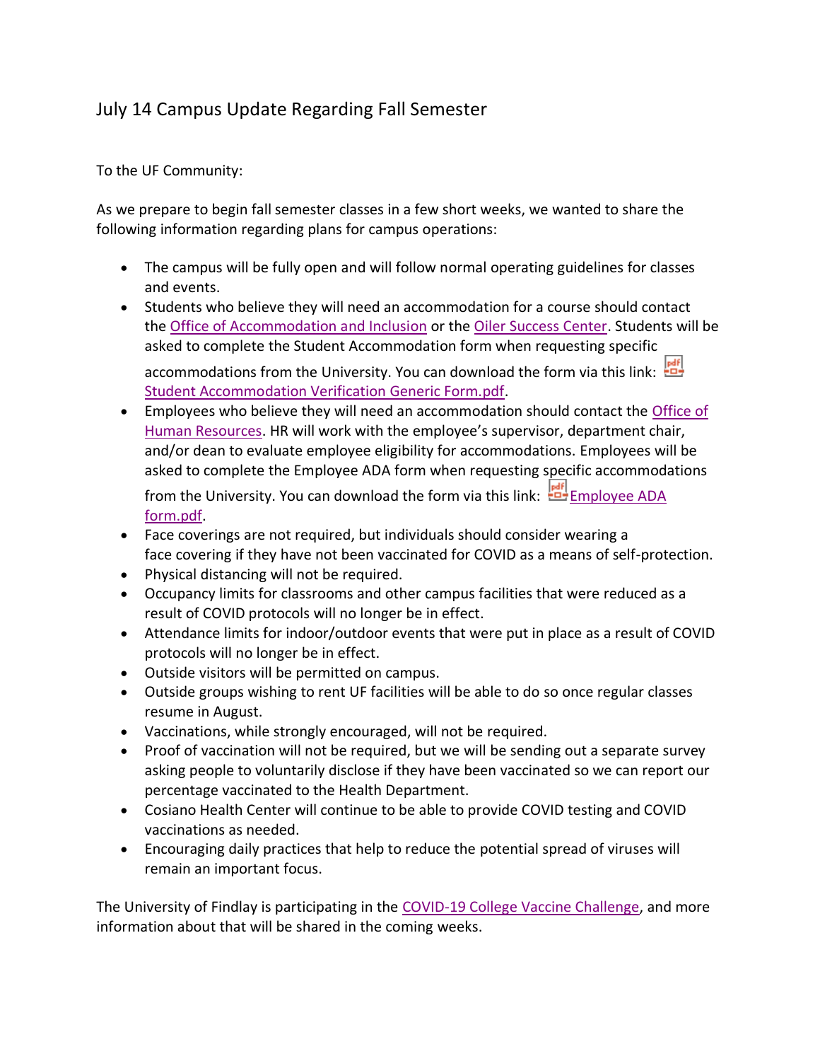# July 14 Campus Update Regarding Fall Semester

To the UF Community:

As we prepare to begin fall semester classes in a few short weeks, we wanted to share the following information regarding plans for campus operations:

- The campus will be fully open and will follow normal operating guidelines for classes and events.
- Students who believe they will need an accommodation for a course should contact the Office of Accommodation and Inclusion or the Oiler Success Center. Students will be asked to complete the Student Accommodation form when requesting specific accommodations from the University. You can download the form via this link: Student Accommodation Verification Generic Form.pdf.
- Employees who believe they will need an accommodation should contact the Office of Human Resources. HR will work with the employee's supervisor, department chair, and/or dean to evaluate employee eligibility for accommodations. Employees will be asked to complete the Employee ADA form when requesting specific accommodations from the University. You can download the form via this link: Employee ADA form.pdf.
- Face coverings are not required, but individuals should consider wearing a face covering if they have not been vaccinated for COVID as a means of self-protection.
- Physical distancing will not be required.
- Occupancy limits for classrooms and other campus facilities that were reduced as a result of COVID protocols will no longer be in effect.
- Attendance limits for indoor/outdoor events that were put in place as a result of COVID protocols will no longer be in effect.
- Outside visitors will be permitted on campus.
- Outside groups wishing to rent UF facilities will be able to do so once regular classes resume in August.
- Vaccinations, while strongly encouraged, will not be required.
- Proof of vaccination will not be required, but we will be sending out a separate survey asking people to voluntarily disclose if they have been vaccinated so we can report our percentage vaccinated to the Health Department.
- Cosiano Health Center will continue to be able to provide COVID testing and COVID vaccinations as needed.
- Encouraging daily practices that help to reduce the potential spread of viruses will remain an important focus.

The University of Findlay is participating in the COVID-19 College Vaccine Challenge, and more information about that will be shared in the coming weeks.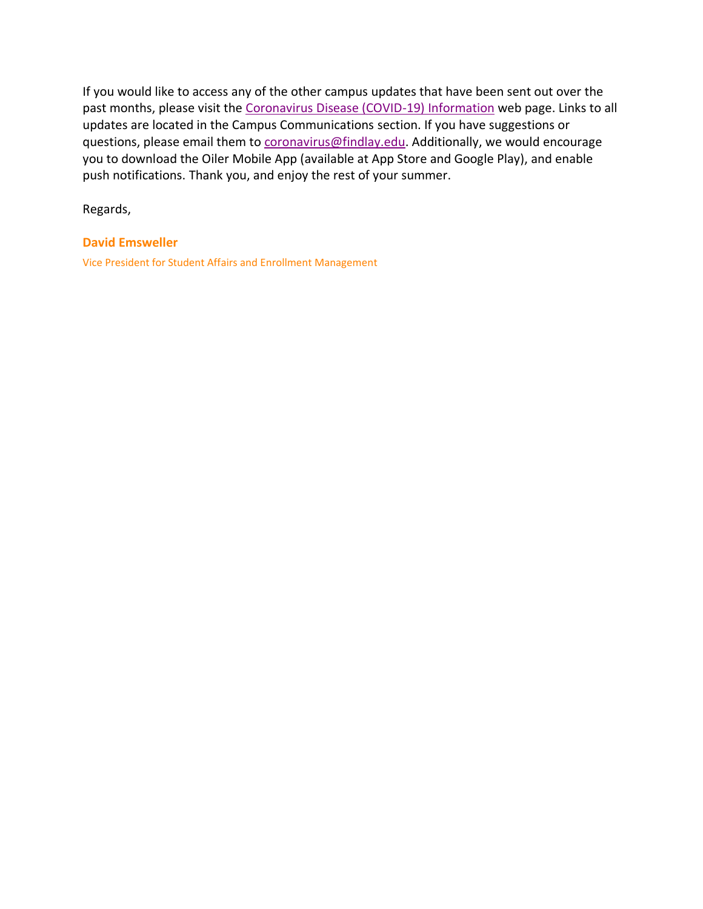If you would like to access any of the other campus updates that have been sent out over the past months, please visit the [Coronavirus Disease (COVID-19) Information]() web page. Links to all updates are located in the Campus Communications section. If you have suggestions or questions, please email them to [coronavirus@findlay.edu](mailto:coronavirus@findlay.edu). Additionally, we would encourage you to download the Oiler Mobile App (available at App Store and Google Play), and enable push notifications. Thank you, and enjoy the rest of your summer.

Regards,

**David Emsweller**

Vice President for Student Affairs and Enrollment Management